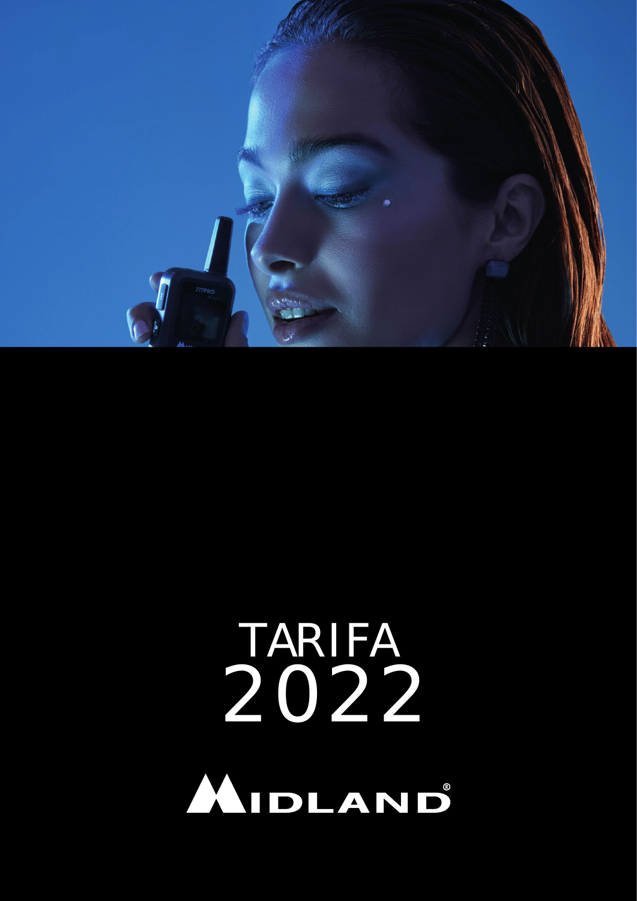# TARIFA 2022

MIDLAND®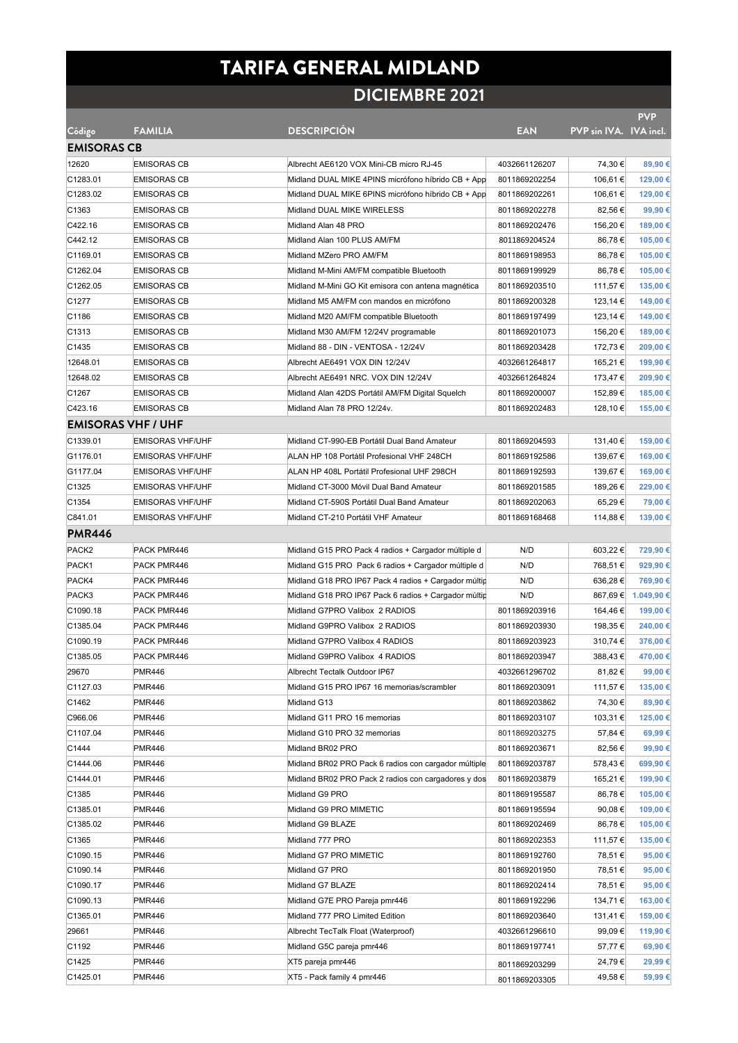# TARIFA GENERAL MIDLAND

## DICIEMBRE 2021

| Código | FAMILIA | DESCRIPCIÓN | EAN | PVP sin IVA. | PVP IVA incl. |
|---|---|---|---|---|---|
| **EMISORAS CB** | | | | | |
| 12620 | EMISORAS CB | Albrecht AE6120 VOX Mini-CB micro RJ-45 | 4032661126207 | 74,30 € | 89,90 € |
| C1283.01 | EMISORAS CB | Midland DUAL MIKE 4PINS micrófono híbrido CB + App | 8011869202254 | 106,61 € | 129,00 € |
| C1283.02 | EMISORAS CB | Midland DUAL MIKE 6PINS micrófono híbrido CB + App | 8011869202261 | 106,61 € | 129,00 € |
| C1363 | EMISORAS CB | Midland DUAL MIKE WIRELESS | 8011869202278 | 82,56 € | 99,90 € |
| C422.16 | EMISORAS CB | Midland Alan 48 PRO | 8011869202476 | 156,20 € | 189,00 € |
| C442.12 | EMISORAS CB | Midland Alan 100 PLUS AM/FM | 8011869204524 | 86,78 € | 105,00 € |
| C1169.01 | EMISORAS CB | Midland MZero PRO AM/FM | 8011869198953 | 86,78 € | 105,00 € |
| C1262.04 | EMISORAS CB | Midland M-Mini AM/FM compatible Bluetooth | 8011869199929 | 86,78 € | 105,00 € |
| C1262.05 | EMISORAS CB | Midland M-Mini GO Kit emisora con antena magnética | 8011869203510 | 111,57 € | 135,00 € |
| C1277 | EMISORAS CB | Midland M5 AM/FM con mandos en micrófono | 8011869200328 | 123,14 € | 149,00 € |
| C1186 | EMISORAS CB | Midland M20 AM/FM compatible Bluetooth | 8011869197499 | 123,14 € | 149,00 € |
| C1313 | EMISORAS CB | Midland M30 AM/FM 12/24V programable | 8011869201073 | 156,20 € | 189,00 € |
| C1435 | EMISORAS CB | Midland 88 - DIN - VENTOSA - 12/24V | 8011869203428 | 172,73 € | 209,00 € |
| 12648.01 | EMISORAS CB | Albrecht AE6491 VOX DIN 12/24V | 4032661264817 | 165,21 € | 199,90 € |
| 12648.02 | EMISORAS CB | Albrecht AE6491 NRC. VOX DIN 12/24V | 4032661264824 | 173,47 € | 209,90 € |
| C1267 | EMISORAS CB | Midland Alan 42DS Portátil AM/FM Digital Squelch | 8011869200007 | 152,89 € | 185,00 € |
| C423.16 | EMISORAS CB | Midland Alan 78 PRO 12/24v. | 8011869202483 | 128,10 € | 155,00 € |
| **EMISORAS VHF / UHF** | | | | | |
| C1339.01 | EMISORAS VHF/UHF | Midland CT-990-EB Portátil Dual Band Amateur | 8011869204593 | 131,40 € | 159,00 € |
| G1176.01 | EMISORAS VHF/UHF | ALAN HP 108 Portátil Profesional VHF 248CH | 8011869192586 | 139,67 € | 169,00 € |
| G1177.04 | EMISORAS VHF/UHF | ALAN HP 408L Portátil Profesional UHF 298CH | 8011869192593 | 139,67 € | 169,00 € |
| C1325 | EMISORAS VHF/UHF | Midland CT-3000 Móvil Dual Band Amateur | 8011869201585 | 189,26 € | 229,00 € |
| C1354 | EMISORAS VHF/UHF | Midland CT-590S Portátil Dual Band Amateur | 8011869202063 | 65,29 € | 79,00 € |
| C841.01 | EMISORAS VHF/UHF | Midland CT-210 Portátil VHF Amateur | 8011869168468 | 114,88 € | 139,00 € |
| **PMR446** | | | | | |
| PACK2 | PACK PMR446 | Midland G15 PRO Pack 4 radios + Cargador múltiple d | N/D | 603,22 € | 729,90 € |
| PACK1 | PACK PMR446 | Midland G15 PRO Pack 6 radios + Cargador múltiple d | N/D | 768,51 € | 929,90 € |
| PACK4 | PACK PMR446 | Midland G18 PRO IP67 Pack 4 radios + Cargador múltip | N/D | 636,28 € | 769,90 € |
| PACK3 | PACK PMR446 | Midland G18 PRO IP67 Pack 6 radios + Cargador múltip | N/D | 867,69 € | 1.049,90 € |
| C1090.18 | PACK PMR446 | Midland G7PRO Valibox 2 RADIOS | 8011869203916 | 164,46 € | 199,00 € |
| C1385.04 | PACK PMR446 | Midland G9PRO Valibox 2 RADIOS | 8011869203930 | 198,35 € | 240,00 € |
| C1090.19 | PACK PMR446 | Midland G7PRO Valibox 4 RADIOS | 8011869203923 | 310,74 € | 376,00 € |
| C1385.05 | PACK PMR446 | Midland G9PRO Valibox 4 RADIOS | 8011869203947 | 388,43 € | 470,00 € |
| 29670 | PMR446 | Albrecht Tectalk Outdoor IP67 | 4032661296702 | 81,82 € | 99,00 € |
| C1127.03 | PMR446 | Midland G15 PRO IP67 16 memorias/scrambler | 8011869203091 | 111,57 € | 135,00 € |
| C1462 | PMR446 | Midland G13 | 8011869203862 | 74,30 € | 89,90 € |
| C966.06 | PMR446 | Midland G11 PRO 16 memorias | 8011869203107 | 103,31 € | 125,00 € |
| C1107.04 | PMR446 | Midland G10 PRO 32 memorias | 8011869203275 | 57,84 € | 69,99 € |
| C1444 | PMR446 | Midland BR02 PRO | 8011869203671 | 82,56 € | 99,90 € |
| C1444.06 | PMR446 | Midland BR02 PRO Pack 6 radios con cargador múltiple | 8011869203787 | 578,43 € | 699,90 € |
| C1444.01 | PMR446 | Midland BR02 PRO Pack 2 radios con cargadores y dos | 8011869203879 | 165,21 € | 199,90 € |
| C1385 | PMR446 | Midland G9 PRO | 8011869195587 | 86,78 € | 105,00 € |
| C1385.01 | PMR446 | Midland G9 PRO MIMETIC | 8011869195594 | 90,08 € | 109,00 € |
| C1385.02 | PMR446 | Midland G9 BLAZE | 8011869202469 | 86,78 € | 105,00 € |
| C1365 | PMR446 | Midland 777 PRO | 8011869202353 | 111,57 € | 135,00 € |
| C1090.15 | PMR446 | Midland G7 PRO MIMETIC | 8011869192760 | 78,51 € | 95,00 € |
| C1090.14 | PMR446 | Midland G7 PRO | 8011869201950 | 78,51 € | 95,00 € |
| C1090.17 | PMR446 | Midland G7 BLAZE | 8011869202414 | 78,51 € | 95,00 € |
| C1090.13 | PMR446 | Midland G7E PRO Pareja pmr446 | 8011869192296 | 134,71 € | 163,00 € |
| C1365.01 | PMR446 | Midland 777 PRO Limited Edition | 8011869203640 | 131,41 € | 159,00 € |
| 29661 | PMR446 | Albrecht TecTalk Float (Waterproof) | 4032661296610 | 99,09 € | 119,90 € |
| C1192 | PMR446 | Midland G5C pareja pmr446 | 8011869197741 | 57,77 € | 69,90 € |
| C1425 | PMR446 | XT5 pareja pmr446 | 8011869203299 | 24,79 € | 29,99 € |
| C1425.01 | PMR446 | XT5 - Pack family 4 pmr446 | 8011869203305 | 49,58 € | 59,99 € |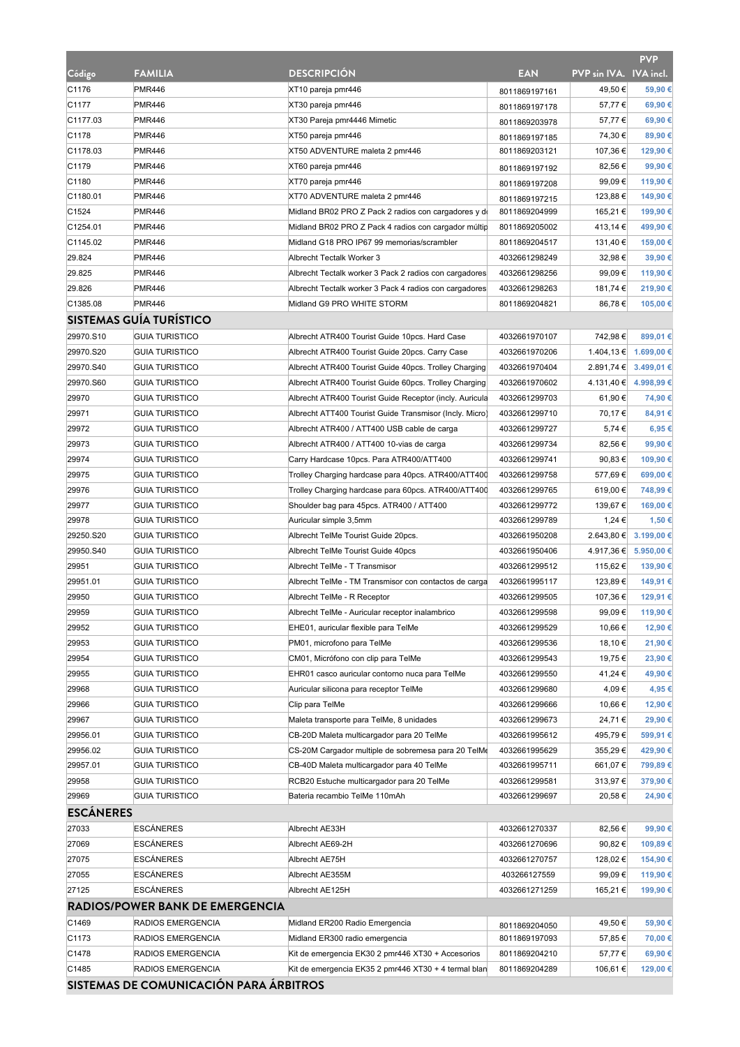| Código | FAMILIA | DESCRIPCIÓN | EAN | PVP sin IVA. | PVP IVA incl. |
|---|---|---|---|---|---|
| C1176 | PMR446 | XT10 pareja pmr446 | 8011869197161 | 49,50 € | 59,90 € |
| C1177 | PMR446 | XT30 pareja pmr446 | 8011869197178 | 57,77 € | 69,90 € |
| C1177.03 | PMR446 | XT30 Pareja pmr4446 Mimetic | 8011869203978 | 57,77 € | 69,90 € |
| C1178 | PMR446 | XT50 pareja pmr446 | 8011869197185 | 74,30 € | 89,90 € |
| C1178.03 | PMR446 | XT50 ADVENTURE maleta 2 pmr446 | 8011869203121 | 107,36 € | 129,90 € |
| C1179 | PMR446 | XT60 pareja pmr446 | 8011869197192 | 82,56 € | 99,90 € |
| C1180 | PMR446 | XT70 pareja pmr446 | 8011869197208 | 99,09 € | 119,90 € |
| C1180.01 | PMR446 | XT70 ADVENTURE maleta 2 pmr446 | 8011869197215 | 123,88 € | 149,90 € |
| C1524 | PMR446 | Midland BR02 PRO Z Pack 2 radios con cargadores y d | 8011869204999 | 165,21 € | 199,90 € |
| C1254.01 | PMR446 | Midland BR02 PRO Z Pack 4 radios con cargador múltip | 8011869205002 | 413,14 € | 499,90 € |
| C1145.02 | PMR446 | Midland G18 PRO IP67 99 memorias/scrambler | 8011869204517 | 131,40 € | 159,00 € |
| 29.824 | PMR446 | Albrecht Tectalk Worker 3 | 4032661298249 | 32,98 € | 39,90 € |
| 29.825 | PMR446 | Albrecht Tectalk worker 3 Pack 2 radios con cargadores | 4032661298256 | 99,09 € | 119,90 € |
| 29.826 | PMR446 | Albrecht Tectalk worker 3 Pack 4 radios con cargadores | 4032661298263 | 181,74 € | 219,90 € |
| C1385.08 | PMR446 | Midland G9 PRO WHITE STORM | 8011869204821 | 86,78 € | 105,00 € |
| **SISTEMAS GUÍA TURÍSTICO** | | | | | |
| 29970.S10 | GUIA TURISTICO | Albrecht ATR400 Tourist Guide 10pcs. Hard Case | 4032661970107 | 742,98 € | 899,01 € |
| 29970.S20 | GUIA TURISTICO | Albrecht ATR400 Tourist Guide 20pcs. Carry Case | 4032661970206 | 1.404,13 € | 1.699,00 € |
| 29970.S40 | GUIA TURISTICO | Albrecht ATR400 Tourist Guide 40pcs. Trolley Charging | 4032661970404 | 2.891,74 € | 3.499,01 € |
| 29970.S60 | GUIA TURISTICO | Albrecht ATR400 Tourist Guide 60pcs. Trolley Charging | 4032661970602 | 4.131,40 € | 4.998,99 € |
| 29970 | GUIA TURISTICO | Albrecht ATR400 Tourist Guide Receptor (incly. Auricula | 4032661299703 | 61,90 € | 74,90 € |
| 29971 | GUIA TURISTICO | Albrecht ATT400 Tourist Guide Transmisor (Incly. Micro) | 4032661299710 | 70,17 € | 84,91 € |
| 29972 | GUIA TURISTICO | Albrecht ATR400 / ATT400 USB cable de carga | 4032661299727 | 5,74 € | 6,95 € |
| 29973 | GUIA TURISTICO | Albrecht ATR400 / ATT400 10-vias de carga | 4032661299734 | 82,56 € | 99,90 € |
| 29974 | GUIA TURISTICO | Carry Hardcase 10pcs. Para ATR400/ATT400 | 4032661299741 | 90,83 € | 109,90 € |
| 29975 | GUIA TURISTICO | Trolley Charging hardcase para 40pcs. ATR400/ATT400 | 4032661299758 | 577,69 € | 699,00 € |
| 29976 | GUIA TURISTICO | Trolley Charging hardcase para 60pcs. ATR400/ATT400 | 4032661299765 | 619,00 € | 748,99 € |
| 29977 | GUIA TURISTICO | Shoulder bag para 45pcs. ATR400 / ATT400 | 4032661299772 | 139,67 € | 169,00 € |
| 29978 | GUIA TURISTICO | Auricular simple 3,5mm | 4032661299789 | 1,24 € | 1,50 € |
| 29250.S20 | GUIA TURISTICO | Albrecht TelMe Tourist Guide 20pcs. | 4032661950208 | 2.643,80 € | 3.199,00 € |
| 29950.S40 | GUIA TURISTICO | Albrecht TelMe Tourist Guide 40pcs | 4032661950406 | 4.917,36 € | 5.950,00 € |
| 29951 | GUIA TURISTICO | Albrecht TelMe - T Transmisor | 4032661299512 | 115,62 € | 139,90 € |
| 29951.01 | GUIA TURISTICO | Albrecht TelMe - TM Transmisor con contactos de carga | 4032661995117 | 123,89 € | 149,91 € |
| 29950 | GUIA TURISTICO | Albrecht TelMe - R Receptor | 4032661299505 | 107,36 € | 129,91 € |
| 29959 | GUIA TURISTICO | Albrecht TelMe - Auricular receptor inalambrico | 4032661299598 | 99,09 € | 119,90 € |
| 29952 | GUIA TURISTICO | EHE01, auricular flexible para TelMe | 4032661299529 | 10,66 € | 12,90 € |
| 29953 | GUIA TURISTICO | PM01, microfono para TelMe | 4032661299536 | 18,10 € | 21,90 € |
| 29954 | GUIA TURISTICO | CM01, Micrófono con clip para TelMe | 4032661299543 | 19,75 € | 23,90 € |
| 29955 | GUIA TURISTICO | EHR01 casco auricular contorno nuca para TelMe | 4032661299550 | 41,24 € | 49,90 € |
| 29968 | GUIA TURISTICO | Auricular silicona para receptor TelMe | 4032661299680 | 4,09 € | 4,95 € |
| 29966 | GUIA TURISTICO | Clip para TelMe | 4032661299666 | 10,66 € | 12,90 € |
| 29967 | GUIA TURISTICO | Maleta transporte para TelMe, 8 unidades | 4032661299673 | 24,71 € | 29,90 € |
| 29956.01 | GUIA TURISTICO | CB-20D Maleta multicargador para 20 TelMe | 4032661995612 | 495,79 € | 599,91 € |
| 29956.02 | GUIA TURISTICO | CS-20M Cargador multiple de sobremesa para 20 TelMe | 4032661995629 | 355,29 € | 429,90 € |
| 29957.01 | GUIA TURISTICO | CB-40D Maleta multicargador para 40 TelMe | 4032661995711 | 661,07 € | 799,89 € |
| 29958 | GUIA TURISTICO | RCB20 Estuche multicargador para 20 TelMe | 4032661299581 | 313,97 € | 379,90 € |
| 29969 | GUIA TURISTICO | Bateria recambio TelMe 110mAh | 4032661299697 | 20,58 € | 24,90 € |
| **ESCÁNERES** | | | | | |
| 27033 | ESCÁNERES | Albrecht AE33H | 4032661270337 | 82,56 € | 99,90 € |
| 27069 | ESCÁNERES | Albrecht AE69-2H | 4032661270696 | 90,82 € | 109,89 € |
| 27075 | ESCÁNERES | Albrecht AE75H | 4032661270757 | 128,02 € | 154,90 € |
| 27055 | ESCÁNERES | Albrecht AE355M | 403266127559 | 99,09 € | 119,90 € |
| 27125 | ESCÁNERES | Albrecht AE125H | 4032661271259 | 165,21 € | 199,90 € |
| **RADIOS/POWER BANK DE EMERGENCIA** | | | | | |
| C1469 | RADIOS EMERGENCIA | Midland ER200 Radio Emergencia | 8011869204050 | 49,50 € | 59,90 € |
| C1173 | RADIOS EMERGENCIA | Midland ER300 radio emergencia | 8011869197093 | 57,85 € | 70,00 € |
| C1478 | RADIOS EMERGENCIA | Kit de emergencia EK30 2 pmr446 XT30 + Accesorios | 8011869204210 | 57,77 € | 69,90 € |
| C1485 | RADIOS EMERGENCIA | Kit de emergencia EK35 2 pmr446 XT30 + 4 termal blan | 8011869204289 | 106,61 € | 129,00 € |
| **SISTEMAS DE COMUNICACIÓN PARA ÁRBITROS** | | | | | |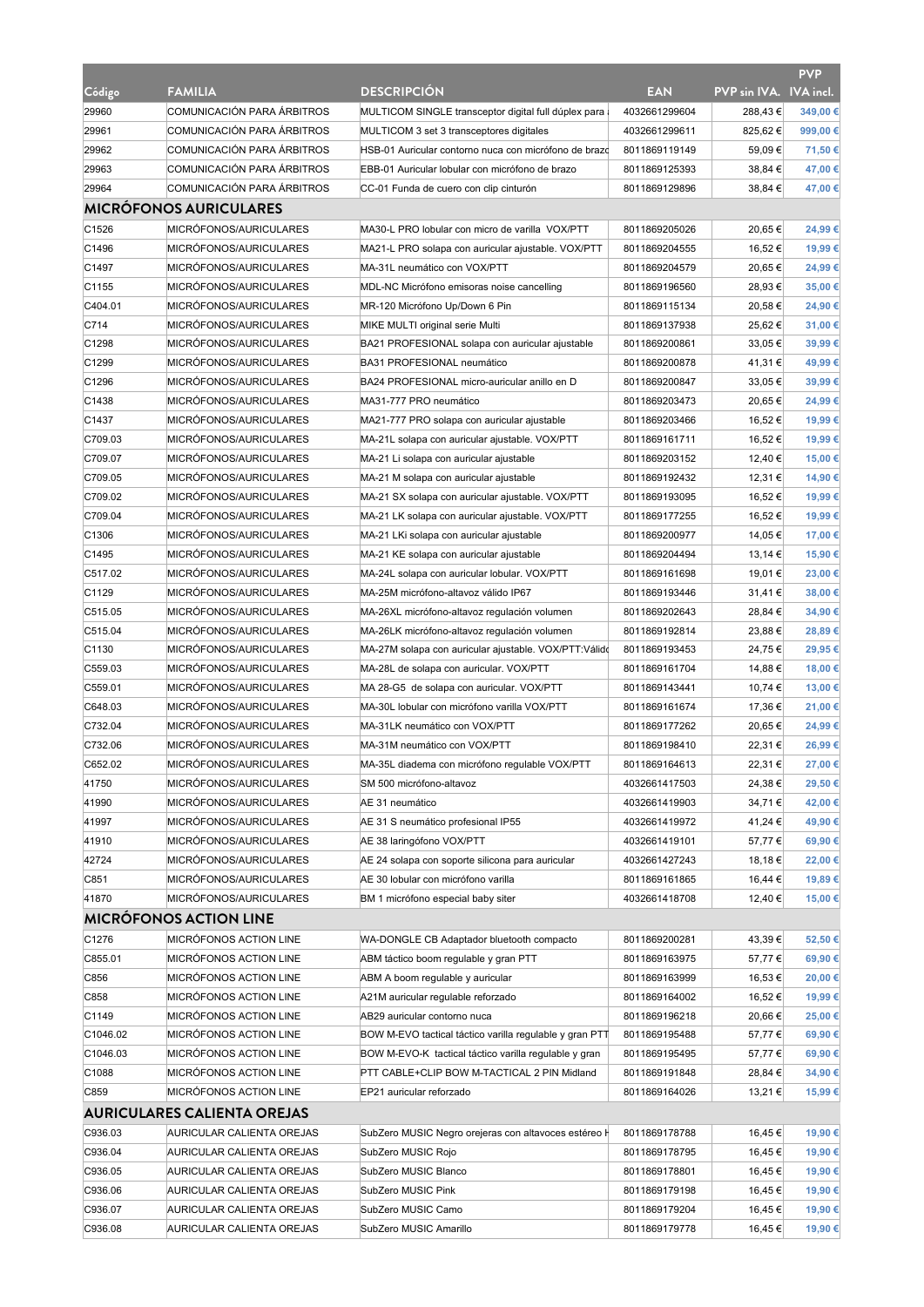| Código | FAMILIA | DESCRIPCIÓN | EAN | PVP sin IVA. | PVP IVA incl. |
|---|---|---|---|---|---|
| 29960 | COMUNICACIÓN PARA ÁRBITROS | MULTICOM SINGLE transceptor digital full dúplex para | 4032661299604 | 288,43 € | 349,00 € |
| 29961 | COMUNICACIÓN PARA ÁRBITROS | MULTICOM 3 set 3 transceptores digitales | 4032661299611 | 825,62 € | 999,00 € |
| 29962 | COMUNICACIÓN PARA ÁRBITROS | HSB-01 Auricular contorno nuca con micrófono de brazo | 8011869119149 | 59,09 € | 71,50 € |
| 29963 | COMUNICACIÓN PARA ÁRBITROS | EBB-01 Auricular lobular con micrófono de brazo | 8011869125393 | 38,84 € | 47,00 € |
| 29964 | COMUNICACIÓN PARA ÁRBITROS | CC-01 Funda de cuero con clip cinturón | 8011869129896 | 38,84 € | 47,00 € |
| **MICRÓFONOS AURICULARES** | | | | | |
| C1526 | MICRÓFONOS/AURICULARES | MA30-L PRO lobular con micro de varilla VOX/PTT | 8011869205026 | 20,65 € | 24,99 € |
| C1496 | MICRÓFONOS/AURICULARES | MA21-L PRO solapa con auricular ajustable. VOX/PTT | 8011869204555 | 16,52 € | 19,99 € |
| C1497 | MICRÓFONOS/AURICULARES | MA-31L neumático con VOX/PTT | 8011869204579 | 20,65 € | 24,99 € |
| C1155 | MICRÓFONOS/AURICULARES | MDL-NC Micrófono emisoras noise cancelling | 8011869196560 | 28,93 € | 35,00 € |
| C404.01 | MICRÓFONOS/AURICULARES | MR-120 Micrófono Up/Down 6 Pin | 8011869115134 | 20,58 € | 24,90 € |
| C714 | MICRÓFONOS/AURICULARES | MIKE MULTI original serie Multi | 8011869137938 | 25,62 € | 31,00 € |
| C1298 | MICRÓFONOS/AURICULARES | BA21 PROFESIONAL solapa con auricular ajustable | 8011869200861 | 33,05 € | 39,99 € |
| C1299 | MICRÓFONOS/AURICULARES | BA31 PROFESIONAL neumático | 8011869200878 | 41,31 € | 49,99 € |
| C1296 | MICRÓFONOS/AURICULARES | BA24 PROFESIONAL micro-auricular anillo en D | 8011869200847 | 33,05 € | 39,99 € |
| C1438 | MICRÓFONOS/AURICULARES | MA31-777 PRO neumático | 8011869203473 | 20,65 € | 24,99 € |
| C1437 | MICRÓFONOS/AURICULARES | MA21-777 PRO solapa con auricular ajustable | 8011869203466 | 16,52 € | 19,99 € |
| C709.03 | MICRÓFONOS/AURICULARES | MA-21L solapa con auricular ajustable. VOX/PTT | 8011869161711 | 16,52 € | 19,99 € |
| C709.07 | MICRÓFONOS/AURICULARES | MA-21 Li solapa con auricular ajustable | 8011869203152 | 12,40 € | 15,00 € |
| C709.05 | MICRÓFONOS/AURICULARES | MA-21 M solapa con auricular ajustable | 8011869192432 | 12,31 € | 14,90 € |
| C709.02 | MICRÓFONOS/AURICULARES | MA-21 SX solapa con auricular ajustable. VOX/PTT | 8011869193095 | 16,52 € | 19,99 € |
| C709.04 | MICRÓFONOS/AURICULARES | MA-21 LK solapa con auricular ajustable. VOX/PTT | 8011869177255 | 16,52 € | 19,99 € |
| C1306 | MICRÓFONOS/AURICULARES | MA-21 LKi solapa con auricular ajustable | 8011869200977 | 14,05 € | 17,00 € |
| C1495 | MICRÓFONOS/AURICULARES | MA-21 KE solapa con auricular ajustable | 8011869204494 | 13,14 € | 15,90 € |
| C517.02 | MICRÓFONOS/AURICULARES | MA-24L solapa con auricular lobular. VOX/PTT | 8011869161698 | 19,01 € | 23,00 € |
| C1129 | MICRÓFONOS/AURICULARES | MA-25M micrófono-altavoz válido IP67 | 8011869193446 | 31,41 € | 38,00 € |
| C515.05 | MICRÓFONOS/AURICULARES | MA-26XL micrófono-altavoz regulación volumen | 8011869202643 | 28,84 € | 34,90 € |
| C515.04 | MICRÓFONOS/AURICULARES | MA-26LK micrófono-altavoz regulación volumen | 8011869192814 | 23,88 € | 28,89 € |
| C1130 | MICRÓFONOS/AURICULARES | MA-27M solapa con auricular ajustable. VOX/PTT:Válido | 8011869193453 | 24,75 € | 29,95 € |
| C559.03 | MICRÓFONOS/AURICULARES | MA-28L de solapa con auricular. VOX/PTT | 8011869161704 | 14,88 € | 18,00 € |
| C559.01 | MICRÓFONOS/AURICULARES | MA 28-G5 de solapa con auricular. VOX/PTT | 8011869143441 | 10,74 € | 13,00 € |
| C648.03 | MICRÓFONOS/AURICULARES | MA-30L lobular con micrófono varilla VOX/PTT | 8011869161674 | 17,36 € | 21,00 € |
| C732.04 | MICRÓFONOS/AURICULARES | MA-31LK neumático con VOX/PTT | 8011869177262 | 20,65 € | 24,99 € |
| C732.06 | MICRÓFONOS/AURICULARES | MA-31M neumático con VOX/PTT | 8011869198410 | 22,31 € | 26,99 € |
| C652.02 | MICRÓFONOS/AURICULARES | MA-35L diadema con micrófono regulable VOX/PTT | 8011869164613 | 22,31 € | 27,00 € |
| 41750 | MICRÓFONOS/AURICULARES | SM 500 micrófono-altavoz | 4032661417503 | 24,38 € | 29,50 € |
| 41990 | MICRÓFONOS/AURICULARES | AE 31 neumático | 4032661419903 | 34,71 € | 42,00 € |
| 41997 | MICRÓFONOS/AURICULARES | AE 31 S neumático profesional IP55 | 4032661419972 | 41,24 € | 49,90 € |
| 41910 | MICRÓFONOS/AURICULARES | AE 38 laringófono VOX/PTT | 4032661419101 | 57,77 € | 69,90 € |
| 42724 | MICRÓFONOS/AURICULARES | AE 24 solapa con soporte silicona para auricular | 4032661427243 | 18,18 € | 22,00 € |
| C851 | MICRÓFONOS/AURICULARES | AE 30 lobular con micrófono varilla | 8011869161865 | 16,44 € | 19,89 € |
| 41870 | MICRÓFONOS/AURICULARES | BM 1 micrófono especial baby siter | 4032661418708 | 12,40 € | 15,00 € |
| **MICRÓFONOS ACTION LINE** | | | | | |
| C1276 | MICRÓFONOS ACTION LINE | WA-DONGLE CB Adaptador bluetooth compacto | 8011869200281 | 43,39 € | 52,50 € |
| C855.01 | MICRÓFONOS ACTION LINE | ABM táctico boom regulable y gran PTT | 8011869163975 | 57,77 € | 69,90 € |
| C856 | MICRÓFONOS ACTION LINE | ABM A boom regulable y auricular | 8011869163999 | 16,53 € | 20,00 € |
| C858 | MICRÓFONOS ACTION LINE | A21M auricular regulable reforzado | 8011869164002 | 16,52 € | 19,99 € |
| C1149 | MICRÓFONOS ACTION LINE | AB29 auricular contorno nuca | 8011869196218 | 20,66 € | 25,00 € |
| C1046.02 | MICRÓFONOS ACTION LINE | BOW M-EVO tactical táctico varilla regulable y gran PTT | 8011869195488 | 57,77 € | 69,90 € |
| C1046.03 | MICRÓFONOS ACTION LINE | BOW M-EVO-K tactical táctico varilla regulable y gran | 8011869195495 | 57,77 € | 69,90 € |
| C1088 | MICRÓFONOS ACTION LINE | PTT CABLE+CLIP BOW M-TACTICAL 2 PIN Midland | 8011869191848 | 28,84 € | 34,90 € |
| C859 | MICRÓFONOS ACTION LINE | EP21 auricular reforzado | 8011869164026 | 13,21 € | 15,99 € |
| **AURICULARES CALIENTA OREJAS** | | | | | |
| C936.03 | AURICULAR CALIENTA OREJAS | SubZero MUSIC Negro orejeras con altavoces estéreo H | 8011869178788 | 16,45 € | 19,90 € |
| C936.04 | AURICULAR CALIENTA OREJAS | SubZero MUSIC Rojo | 8011869178795 | 16,45 € | 19,90 € |
| C936.05 | AURICULAR CALIENTA OREJAS | SubZero MUSIC Blanco | 8011869178801 | 16,45 € | 19,90 € |
| C936.06 | AURICULAR CALIENTA OREJAS | SubZero MUSIC Pink | 8011869179198 | 16,45 € | 19,90 € |
| C936.07 | AURICULAR CALIENTA OREJAS | SubZero MUSIC Camo | 8011869179204 | 16,45 € | 19,90 € |
| C936.08 | AURICULAR CALIENTA OREJAS | SubZero MUSIC Amarillo | 8011869179778 | 16,45 € | 19,90 € |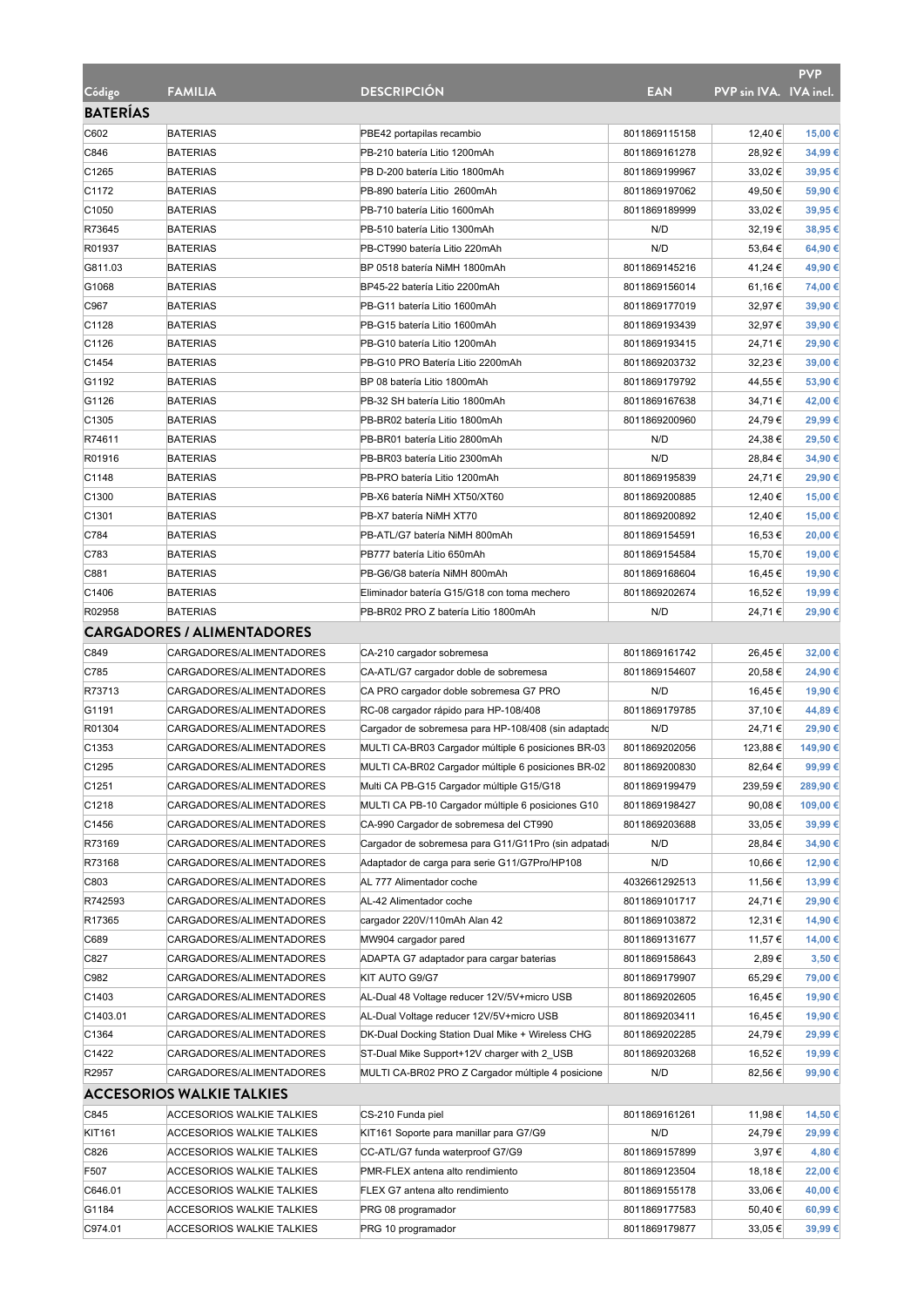| Código | FAMILIA | DESCRIPCIÓN | EAN | PVP sin IVA. | PVP IVA incl. |
|---|---|---|---|---|---|
| **BATERÍAS** | | | | | |
| C602 | BATERIAS | PBE42 portapilas recambio | 8011869115158 | 12,40 € | 15,00 € |
| C846 | BATERIAS | PB-210 batería Litio 1200mAh | 8011869161278 | 28,92 € | 34,99 € |
| C1265 | BATERIAS | PB D-200 batería Litio 1800mAh | 8011869199967 | 33,02 € | 39,95 € |
| C1172 | BATERIAS | PB-890 batería Litio 2600mAh | 8011869197062 | 49,50 € | 59,90 € |
| C1050 | BATERIAS | PB-710 batería Litio 1600mAh | 8011869189999 | 33,02 € | 39,95 € |
| R73645 | BATERIAS | PB-510 batería Litio 1300mAh | N/D | 32,19 € | 38,95 € |
| R01937 | BATERIAS | PB-CT990 batería Litio 220mAh | N/D | 53,64 € | 64,90 € |
| G811.03 | BATERIAS | BP 0518 batería NiMH 1800mAh | 8011869145216 | 41,24 € | 49,90 € |
| G1068 | BATERIAS | BP45-22 batería Litio 2200mAh | 8011869156014 | 61,16 € | 74,00 € |
| C967 | BATERIAS | PB-G11 batería Litio 1600mAh | 8011869177019 | 32,97 € | 39,90 € |
| C1128 | BATERIAS | PB-G15 batería Litio 1600mAh | 8011869193439 | 32,97 € | 39,90 € |
| C1126 | BATERIAS | PB-G10 batería Litio 1200mAh | 8011869193415 | 24,71 € | 29,90 € |
| C1454 | BATERIAS | PB-G10 PRO Batería Litio 2200mAh | 8011869203732 | 32,23 € | 39,00 € |
| G1192 | BATERIAS | BP 08 batería Litio 1800mAh | 8011869179792 | 44,55 € | 53,90 € |
| G1126 | BATERIAS | PB-32 SH batería Litio 1800mAh | 8011869167638 | 34,71 € | 42,00 € |
| C1305 | BATERIAS | PB-BR02 batería Litio 1800mAh | 8011869200960 | 24,79 € | 29,99 € |
| R74611 | BATERIAS | PB-BR01 batería Litio 2800mAh | N/D | 24,38 € | 29,50 € |
| R01916 | BATERIAS | PB-BR03 batería Litio 2300mAh | N/D | 28,84 € | 34,90 € |
| C1148 | BATERIAS | PB-PRO batería Litio 1200mAh | 8011869195839 | 24,71 € | 29,90 € |
| C1300 | BATERIAS | PB-X6 batería NiMH XT50/XT60 | 8011869200885 | 12,40 € | 15,00 € |
| C1301 | BATERIAS | PB-X7 batería NiMH XT70 | 8011869200892 | 12,40 € | 15,00 € |
| C784 | BATERIAS | PB-ATL/G7 batería NiMH 800mAh | 8011869154591 | 16,53 € | 20,00 € |
| C783 | BATERIAS | PB777 batería Litio 650mAh | 8011869154584 | 15,70 € | 19,00 € |
| C881 | BATERIAS | PB-G6/G8 batería NiMH 800mAh | 8011869168604 | 16,45 € | 19,90 € |
| C1406 | BATERIAS | Eliminador batería G15/G18 con toma mechero | 8011869202674 | 16,52 € | 19,99 € |
| R02958 | BATERIAS | PB-BR02 PRO Z batería Litio 1800mAh | N/D | 24,71 € | 29,90 € |
| **CARGADORES / ALIMENTADORES** | | | | | |
| C849 | CARGADORES/ALIMENTADORES | CA-210 cargador sobremesa | 8011869161742 | 26,45 € | 32,00 € |
| C785 | CARGADORES/ALIMENTADORES | CA-ATL/G7 cargador doble de sobremesa | 8011869154607 | 20,58 € | 24,90 € |
| R73713 | CARGADORES/ALIMENTADORES | CA PRO cargador doble sobremesa G7 PRO | N/D | 16,45 € | 19,90 € |
| G1191 | CARGADORES/ALIMENTADORES | RC-08 cargador rápido para HP-108/408 | 8011869179785 | 37,10 € | 44,89 € |
| R01304 | CARGADORES/ALIMENTADORES | Cargador de sobremesa para HP-108/408 (sin adaptado | N/D | 24,71 € | 29,90 € |
| C1353 | CARGADORES/ALIMENTADORES | MULTI CA-BR03 Cargador múltiple 6 posiciones BR-03 | 8011869202056 | 123,88 € | 149,90 € |
| C1295 | CARGADORES/ALIMENTADORES | MULTI CA-BR02 Cargador múltiple 6 posiciones BR-02 | 8011869200830 | 82,64 € | 99,99 € |
| C1251 | CARGADORES/ALIMENTADORES | Multi CA PB-G15 Cargador múltiple G15/G18 | 8011869199479 | 239,59 € | 289,90 € |
| C1218 | CARGADORES/ALIMENTADORES | MULTI CA PB-10 Cargador múltiple 6 posiciones G10 | 8011869198427 | 90,08 € | 109,00 € |
| C1456 | CARGADORES/ALIMENTADORES | CA-990 Cargador de sobremesa del CT990 | 8011869203688 | 33,05 € | 39,99 € |
| R73169 | CARGADORES/ALIMENTADORES | Cargador de sobremesa para G11/G11Pro (sin adpatad | N/D | 28,84 € | 34,90 € |
| R73168 | CARGADORES/ALIMENTADORES | Adaptador de carga para serie G11/G7Pro/HP108 | N/D | 10,66 € | 12,90 € |
| C803 | CARGADORES/ALIMENTADORES | AL 777 Alimentador coche | 4032661292513 | 11,56 € | 13,99 € |
| R742593 | CARGADORES/ALIMENTADORES | AL-42 Alimentador coche | 8011869101717 | 24,71 € | 29,90 € |
| R17365 | CARGADORES/ALIMENTADORES | cargador 220V/110mAh Alan 42 | 8011869103872 | 12,31 € | 14,90 € |
| C689 | CARGADORES/ALIMENTADORES | MW904 cargador pared | 8011869131677 | 11,57 € | 14,00 € |
| C827 | CARGADORES/ALIMENTADORES | ADAPTA G7 adaptador para cargar baterias | 8011869158643 | 2,89 € | 3,50 € |
| C982 | CARGADORES/ALIMENTADORES | KIT AUTO G9/G7 | 8011869179907 | 65,29 € | 79,00 € |
| C1403 | CARGADORES/ALIMENTADORES | AL-Dual 48 Voltage reducer 12V/5V+micro USB | 8011869202605 | 16,45 € | 19,90 € |
| C1403.01 | CARGADORES/ALIMENTADORES | AL-Dual Voltage reducer 12V/5V+micro USB | 8011869203411 | 16,45 € | 19,90 € |
| C1364 | CARGADORES/ALIMENTADORES | DK-Dual Docking Station Dual Mike + Wireless CHG | 8011869202285 | 24,79 € | 29,99 € |
| C1422 | CARGADORES/ALIMENTADORES | ST-Dual Mike Support+12V charger with 2_USB | 8011869203268 | 16,52 € | 19,99 € |
| R2957 | CARGADORES/ALIMENTADORES | MULTI CA-BR02 PRO Z Cargador múltiple 4 posicione | N/D | 82,56 € | 99,90 € |
| **ACCESORIOS WALKIE TALKIES** | | | | | |
| C845 | ACCESORIOS WALKIE TALKIES | CS-210 Funda piel | 8011869161261 | 11,98 € | 14,50 € |
| KIT161 | ACCESORIOS WALKIE TALKIES | KIT161 Soporte para manillar para G7/G9 | N/D | 24,79 € | 29,99 € |
| C826 | ACCESORIOS WALKIE TALKIES | CC-ATL/G7 funda waterproof G7/G9 | 8011869157899 | 3,97 € | 4,80 € |
| F507 | ACCESORIOS WALKIE TALKIES | PMR-FLEX antena alto rendimiento | 8011869123504 | 18,18 € | 22,00 € |
| C646.01 | ACCESORIOS WALKIE TALKIES | FLEX G7 antena alto rendimiento | 8011869155178 | 33,06 € | 40,00 € |
| G1184 | ACCESORIOS WALKIE TALKIES | PRG 08 programador | 8011869177583 | 50,40 € | 60,99 € |
| C974.01 | ACCESORIOS WALKIE TALKIES | PRG 10 programador | 8011869179877 | 33,05 € | 39,99 € |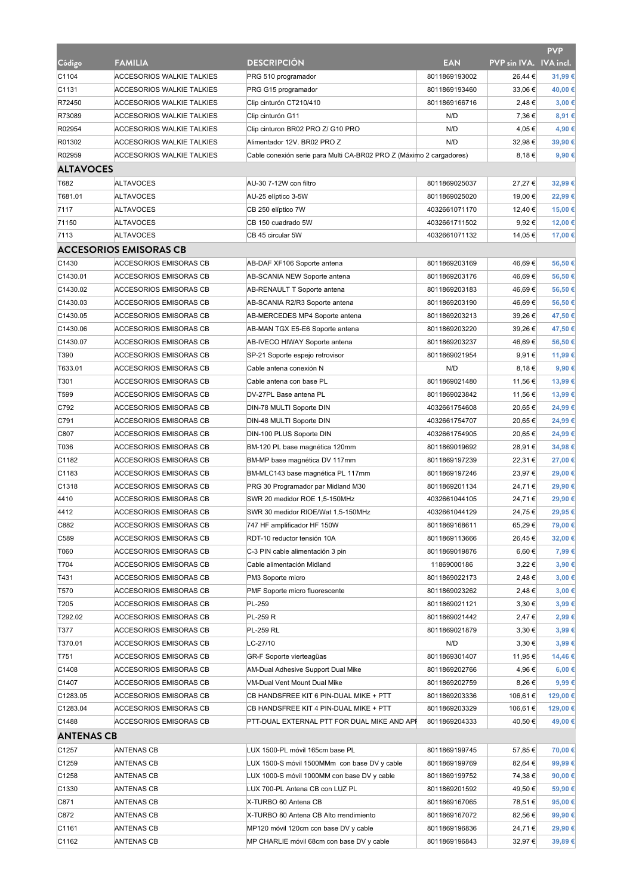| Código | FAMILIA | DESCRIPCIÓN | EAN | PVP sin IVA. | PVP IVA incl. |
|---|---|---|---|---|---|
| C1104 | ACCESORIOS WALKIE TALKIES | PRG 510 programador | 8011869193002 | 26,44 € | 31,99 € |
| C1131 | ACCESORIOS WALKIE TALKIES | PRG G15 programador | 8011869193460 | 33,06 € | 40,00 € |
| R72450 | ACCESORIOS WALKIE TALKIES | Clip cinturón CT210/410 | 8011869166716 | 2,48 € | 3,00 € |
| R73089 | ACCESORIOS WALKIE TALKIES | Clip cinturón G11 | N/D | 7,36 € | 8,91 € |
| R02954 | ACCESORIOS WALKIE TALKIES | Clip cinturon BR02 PRO Z/ G10 PRO | N/D | 4,05 € | 4,90 € |
| R01302 | ACCESORIOS WALKIE TALKIES | Alimentador 12V. BR02 PRO Z | N/D | 32,98 € | 39,90 € |
| R02959 | ACCESORIOS WALKIE TALKIES | Cable conexión serie para Multi CA-BR02 PRO Z (Máximo 2 cargadores) | | 8,18 € | 9,90 € |
| **ALTAVOCES** | | | | | |
| T682 | ALTAVOCES | AU-30 7-12W con filtro | 8011869025037 | 27,27 € | 32,99 € |
| T681.01 | ALTAVOCES | AU-25 elíptico 3-5W | 8011869025020 | 19,00 € | 22,99 € |
| 7117 | ALTAVOCES | CB 250 elíptico 7W | 4032661071170 | 12,40 € | 15,00 € |
| 71150 | ALTAVOCES | CB 150 cuadrado 5W | 4032661711502 | 9,92 € | 12,00 € |
| 7113 | ALTAVOCES | CB 45 circular 5W | 4032661071132 | 14,05 € | 17,00 € |
| **ACCESORIOS EMISORAS CB** | | | | | |
| C1430 | ACCESORIOS EMISORAS CB | AB-DAF XF106 Soporte antena | 8011869203169 | 46,69 € | 56,50 € |
| C1430.01 | ACCESORIOS EMISORAS CB | AB-SCANIA NEW Soporte antena | 8011869203176 | 46,69 € | 56,50 € |
| C1430.02 | ACCESORIOS EMISORAS CB | AB-RENAULT T Soporte antena | 8011869203183 | 46,69 € | 56,50 € |
| C1430.03 | ACCESORIOS EMISORAS CB | AB-SCANIA R2/R3 Soporte antena | 8011869203190 | 46,69 € | 56,50 € |
| C1430.05 | ACCESORIOS EMISORAS CB | AB-MERCEDES MP4 Soporte antena | 8011869203213 | 39,26 € | 47,50 € |
| C1430.06 | ACCESORIOS EMISORAS CB | AB-MAN TGX E5-E6 Soporte antena | 8011869203220 | 39,26 € | 47,50 € |
| C1430.07 | ACCESORIOS EMISORAS CB | AB-IVECO HIWAY Soporte antena | 8011869203237 | 46,69 € | 56,50 € |
| T390 | ACCESORIOS EMISORAS CB | SP-21 Soporte espejo retrovisor | 8011869021954 | 9,91 € | 11,99 € |
| T633.01 | ACCESORIOS EMISORAS CB | Cable antena conexión N | N/D | 8,18 € | 9,90 € |
| T301 | ACCESORIOS EMISORAS CB | Cable antena con base PL | 8011869021480 | 11,56 € | 13,99 € |
| T599 | ACCESORIOS EMISORAS CB | DV-27PL Base antena PL | 8011869023842 | 11,56 € | 13,99 € |
| C792 | ACCESORIOS EMISORAS CB | DIN-78 MULTI Soporte DIN | 4032661754608 | 20,65 € | 24,99 € |
| C791 | ACCESORIOS EMISORAS CB | DIN-48 MULTI Soporte DIN | 4032661754707 | 20,65 € | 24,99 € |
| C807 | ACCESORIOS EMISORAS CB | DIN-100 PLUS Soporte DIN | 4032661754905 | 20,65 € | 24,99 € |
| T036 | ACCESORIOS EMISORAS CB | BM-120 PL base magnética 120mm | 8011869019692 | 28,91 € | 34,98 € |
| C1182 | ACCESORIOS EMISORAS CB | BM-MP base magnética DV 117mm | 8011869197239 | 22,31 € | 27,00 € |
| C1183 | ACCESORIOS EMISORAS CB | BM-MLC143 base magnética PL 117mm | 8011869197246 | 23,97 € | 29,00 € |
| C1318 | ACCESORIOS EMISORAS CB | PRG 30 Programador par Midland M30 | 8011869201134 | 24,71 € | 29,90 € |
| 4410 | ACCESORIOS EMISORAS CB | SWR 20 medidor ROE 1,5-150MHz | 4032661044105 | 24,71 € | 29,90 € |
| 4412 | ACCESORIOS EMISORAS CB | SWR 30 medidor RIOE/Wat 1,5-150MHz | 4032661044129 | 24,75 € | 29,95 € |
| C882 | ACCESORIOS EMISORAS CB | 747 HF amplificador HF 150W | 8011869168611 | 65,29 € | 79,00 € |
| C589 | ACCESORIOS EMISORAS CB | RDT-10 reductor tensión 10A | 8011869113666 | 26,45 € | 32,00 € |
| T060 | ACCESORIOS EMISORAS CB | C-3 PIN cable alimentación 3 pin | 8011869019876 | 6,60 € | 7,99 € |
| T704 | ACCESORIOS EMISORAS CB | Cable alimentación Midland | 11869000186 | 3,22 € | 3,90 € |
| T431 | ACCESORIOS EMISORAS CB | PM3 Soporte micro | 8011869022173 | 2,48 € | 3,00 € |
| T570 | ACCESORIOS EMISORAS CB | PMF Soporte micro fluorescente | 8011869023262 | 2,48 € | 3,00 € |
| T205 | ACCESORIOS EMISORAS CB | PL-259 | 8011869021121 | 3,30 € | 3,99 € |
| T292.02 | ACCESORIOS EMISORAS CB | PL-259 R | 8011869021442 | 2,47 € | 2,99 € |
| T377 | ACCESORIOS EMISORAS CB | PL-259 RL | 8011869021879 | 3,30 € | 3,99 € |
| T370.01 | ACCESORIOS EMISORAS CB | LC-27/10 | N/D | 3,30 € | 3,99 € |
| T751 | ACCESORIOS EMISORAS CB | GR-F Soporte vierteagüas | 8011869301407 | 11,95 € | 14,46 € |
| C1408 | ACCESORIOS EMISORAS CB | AM-Dual Adhesive Support Dual Mike | 8011869202766 | 4,96 € | 6,00 € |
| C1407 | ACCESORIOS EMISORAS CB | VM-Dual Vent Mount Dual Mike | 8011869202759 | 8,26 € | 9,99 € |
| C1283.05 | ACCESORIOS EMISORAS CB | CB HANDSFREE KIT 6 PIN-DUAL MIKE + PTT | 8011869203336 | 106,61 € | 129,00 € |
| C1283.04 | ACCESORIOS EMISORAS CB | CB HANDSFREE KIT 4 PIN-DUAL MIKE + PTT | 8011869203329 | 106,61 € | 129,00 € |
| C1488 | ACCESORIOS EMISORAS CB | PTT-DUAL EXTERNAL PTT FOR DUAL MIKE AND APP | 8011869204333 | 40,50 € | 49,00 € |
| **ANTENAS CB** | | | | | |
| C1257 | ANTENAS CB | LUX 1500-PL móvil 165cm base PL | 8011869199745 | 57,85 € | 70,00 € |
| C1259 | ANTENAS CB | LUX 1500-S móvil 1500MMm con base DV y cable | 8011869199769 | 82,64 € | 99,99 € |
| C1258 | ANTENAS CB | LUX 1000-S móvil 1000MM con base DV y cable | 8011869199752 | 74,38 € | 90,00 € |
| C1330 | ANTENAS CB | LUX 700-PL Antena CB con LUZ PL | 8011869201592 | 49,50 € | 59,90 € |
| C871 | ANTENAS CB | X-TURBO 60 Antena CB | 8011869167065 | 78,51 € | 95,00 € |
| C872 | ANTENAS CB | X-TURBO 80 Antena CB Alto rrendimiento | 8011869167072 | 82,56 € | 99,90 € |
| C1161 | ANTENAS CB | MP120 móvil 120cm con base DV y cable | 8011869196836 | 24,71 € | 29,90 € |
| C1162 | ANTENAS CB | MP CHARLIE móvil 68cm con base DV y cable | 8011869196843 | 32,97 € | 39,89 € |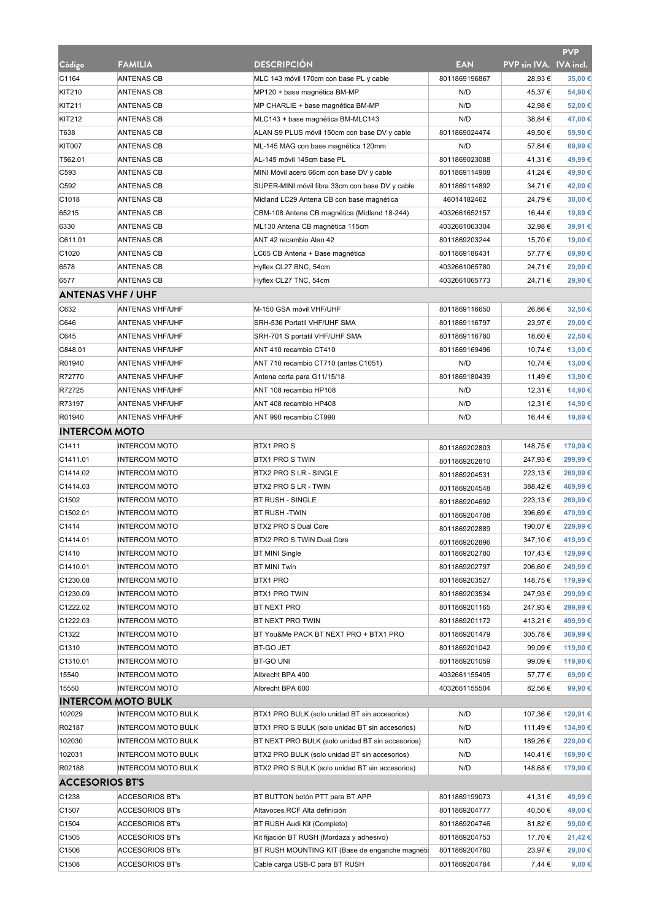| Código | FAMILIA | DESCRIPCIÓN | EAN | PVP sin IVA. | PVP IVA incl. |
|---|---|---|---|---|---|
| C1164 | ANTENAS CB | MLC 143 móvil 170cm con base PL y cable | 8011869196867 | 28,93 € | 35,00 € |
| KIT210 | ANTENAS CB | MP120 + base magnética BM-MP | N/D | 45,37 € | 54,90 € |
| KIT211 | ANTENAS CB | MP CHARLIE + base magnética BM-MP | N/D | 42,98 € | 52,00 € |
| KIT212 | ANTENAS CB | MLC143 + base magnética BM-MLC143 | N/D | 38,84 € | 47,00 € |
| T638 | ANTENAS CB | ALAN S9 PLUS móvil 150cm con base DV y cable | 8011869024474 | 49,50 € | 59,90 € |
| KIT007 | ANTENAS CB | ML-145 MAG con base magnética 120mm | N/D | 57,84 € | 69,99 € |
| T562.01 | ANTENAS CB | AL-145 móvil 145cm base PL | 8011869023088 | 41,31 € | 49,99 € |
| C593 | ANTENAS CB | MINI Móvil acero 66cm con base DV y cable | 8011869114908 | 41,24 € | 49,90 € |
| C592 | ANTENAS CB | SUPER-MINI móvil fibra 33cm con base DV y cable | 8011869114892 | 34,71 € | 42,00 € |
| C1018 | ANTENAS CB | Midland LC29 Antena CB con base magnética | 46014182462 | 24,79 € | 30,00 € |
| 65215 | ANTENAS CB | CBM-108 Antena CB magnética (Midland 18-244) | 4032661652157 | 16,44 € | 19,89 € |
| 6330 | ANTENAS CB | ML130 Antena CB magnética 115cm | 4032661063304 | 32,98 € | 39,91 € |
| C611.01 | ANTENAS CB | ANT 42 recambio Alan 42 | 8011869203244 | 15,70 € | 19,00 € |
| C1020 | ANTENAS CB | LC65 CB Antena + Base magnética | 8011869186431 | 57,77 € | 69,90 € |
| 6578 | ANTENAS CB | Hyflex CL27 BNC, 54cm | 4032661065780 | 24,71 € | 29,90 € |
| 6577 | ANTENAS CB | Hyflex CL27 TNC, 54cm | 4032661065773 | 24,71 € | 29,90 € |
| **ANTENAS VHF / UHF** | | | | | |
| C632 | ANTENAS VHF/UHF | M-150 GSA móvil VHF/UHF | 8011869116650 | 26,86 € | 32,50 € |
| C646 | ANTENAS VHF/UHF | SRH-536 Portatil VHF/UHF SMA | 8011869116797 | 23,97 € | 29,00 € |
| C645 | ANTENAS VHF/UHF | SRH-701 S portátil VHF/UHF SMA | 8011869116780 | 18,60 € | 22,50 € |
| C848.01 | ANTENAS VHF/UHF | ANT 410 recambio CT410 | 8011869169496 | 10,74 € | 13,00 € |
| R01940 | ANTENAS VHF/UHF | ANT 710 recambio CT710 (antes C1051) | N/D | 10,74 € | 13,00 € |
| R72770 | ANTENAS VHF/UHF | Antena corta para G11/15/18 | 8011869180439 | 11,49 € | 13,90 € |
| R72725 | ANTENAS VHF/UHF | ANT 108 recambio HP108 | N/D | 12,31 € | 14,90 € |
| R73197 | ANTENAS VHF/UHF | ANT 408 recambio HP408 | N/D | 12,31 € | 14,90 € |
| R01940 | ANTENAS VHF/UHF | ANT 990 recambio CT990 | N/D | 16,44 € | 19,89 € |
| **INTERCOM MOTO** | | | | | |
| C1411 | INTERCOM MOTO | BTX1 PRO S | 8011869202803 | 148,75 € | 179,99 € |
| C1411.01 | INTERCOM MOTO | BTX1 PRO S TWIN | 8011869202810 | 247,93 € | 299,99 € |
| C1414.02 | INTERCOM MOTO | BTX2 PRO S LR - SINGLE | 8011869204531 | 223,13 € | 269,99 € |
| C1414.03 | INTERCOM MOTO | BTX2 PRO S LR - TWIN | 8011869204548 | 388,42 € | 469,99 € |
| C1502 | INTERCOM MOTO | BT RUSH - SINGLE | 8011869204692 | 223,13 € | 269,99 € |
| C1502.01 | INTERCOM MOTO | BT RUSH -TWIN | 8011869204708 | 396,69 € | 479,99 € |
| C1414 | INTERCOM MOTO | BTX2 PRO S Dual Core | 8011869202889 | 190,07 € | 229,99 € |
| C1414.01 | INTERCOM MOTO | BTX2 PRO S TWIN Dual Core | 8011869202896 | 347,10 € | 419,99 € |
| C1410 | INTERCOM MOTO | BT MINI Single | 8011869202780 | 107,43 € | 129,99 € |
| C1410.01 | INTERCOM MOTO | BT MINI Twin | 8011869202797 | 206,60 € | 249,99 € |
| C1230.08 | INTERCOM MOTO | BTX1 PRO | 8011869203527 | 148,75 € | 179,99 € |
| C1230.09 | INTERCOM MOTO | BTX1 PRO TWIN | 8011869203534 | 247,93 € | 299,99 € |
| C1222.02 | INTERCOM MOTO | BT NEXT PRO | 8011869201165 | 247,93 € | 299,99 € |
| C1222.03 | INTERCOM MOTO | BT NEXT PRO TWIN | 8011869201172 | 413,21 € | 499,99 € |
| C1322 | INTERCOM MOTO | BT You&Me PACK BT NEXT PRO + BTX1 PRO | 8011869201479 | 305,78 € | 369,99 € |
| C1310 | INTERCOM MOTO | BT-GO JET | 8011869201042 | 99,09 € | 119,90 € |
| C1310.01 | INTERCOM MOTO | BT-GO UNI | 8011869201059 | 99,09 € | 119,90 € |
| 15540 | INTERCOM MOTO | Albrecht BPA 400 | 4032661155405 | 57,77 € | 69,90 € |
| 15550 | INTERCOM MOTO | Albrecht BPA 600 | 4032661155504 | 82,56 € | 99,90 € |
| **INTERCOM MOTO BULK** | | | | | |
| 102029 | INTERCOM MOTO BULK | BTX1 PRO BULK (solo unidad BT sin accesorios) | N/D | 107,36 € | 129,91 € |
| R02187 | INTERCOM MOTO BULK | BTX1 PRO S BULK (solo unidad BT sin accesorios) | N/D | 111,49 € | 134,90 € |
| 102030 | INTERCOM MOTO BULK | BT NEXT PRO BULK (solo unidad BT sin accesorios) | N/D | 189,26 € | 229,00 € |
| 102031 | INTERCOM MOTO BULK | BTX2 PRO BULK (solo unidad BT sin accesorios) | N/D | 140,41 € | 169,90 € |
| R02188 | INTERCOM MOTO BULK | BTX2 PRO S BULK (solo unidad BT sin accesorios) | N/D | 148,68 € | 179,90 € |
| **ACCESORIOS BT'S** | | | | | |
| C1238 | ACCESORIOS BT's | BT BUTTON botón PTT para BT APP | 8011869199073 | 41,31 € | 49,99 € |
| C1507 | ACCESORIOS BT's | Altavoces RCF Alta definición | 8011869204777 | 40,50 € | 49,00 € |
| C1504 | ACCESORIOS BT's | BT RUSH Audi Kit (Completo) | 8011869204746 | 81,82 € | 99,00 € |
| C1505 | ACCESORIOS BT's | Kit fijación BT RUSH (Mordaza y adhesivo) | 8011869204753 | 17,70 € | 21,42 € |
| C1506 | ACCESORIOS BT's | BT RUSH MOUNTING KIT (Base de enganche magnéti | 8011869204760 | 23,97 € | 29,00 € |
| C1508 | ACCESORIOS BT's | Cable carga USB-C para BT RUSH | 8011869204784 | 7,44 € | 9,00 € |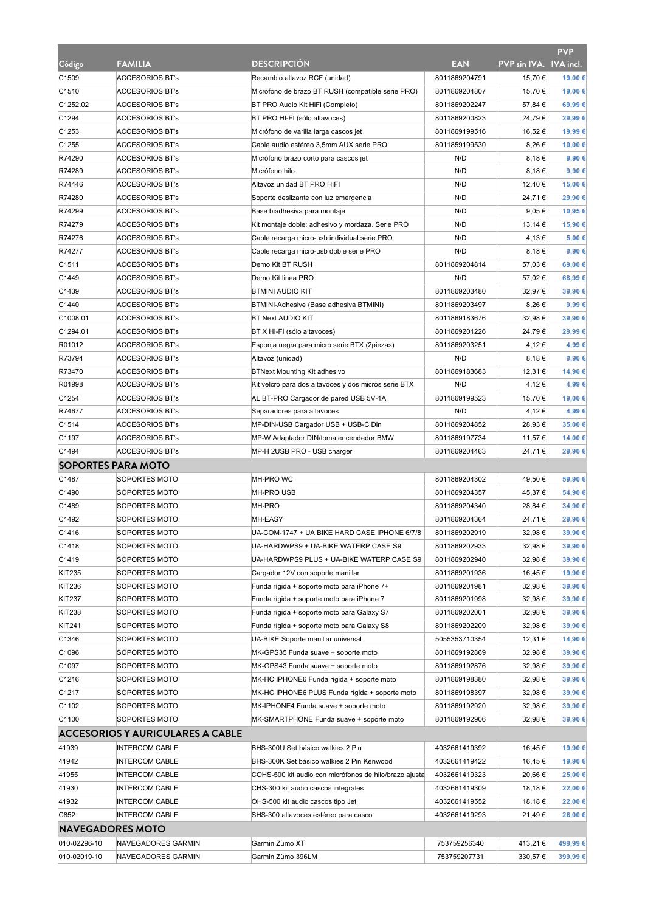| Código | FAMILIA | DESCRIPCIÓN | EAN | PVP sin IVA. | PVP IVA incl. |
|---|---|---|---|---|---|
| C1509 | ACCESORIOS BT's | Recambio altavoz RCF (unidad) | 8011869204791 | 15,70 € | 19,00 € |
| C1510 | ACCESORIOS BT's | Microfono de brazo BT RUSH (compatible serie PRO) | 8011869204807 | 15,70 € | 19,00 € |
| C1252.02 | ACCESORIOS BT's | BT PRO Audio Kit HiFi (Completo) | 8011869202247 | 57,84 € | 69,99 € |
| C1294 | ACCESORIOS BT's | BT PRO HI-FI (sólo altavoces) | 8011869200823 | 24,79 € | 29,99 € |
| C1253 | ACCESORIOS BT's | Micrófono de varilla larga cascos jet | 8011869199516 | 16,52 € | 19,99 € |
| C1255 | ACCESORIOS BT's | Cable audio estéreo 3,5mm AUX serie PRO | 8011859199530 | 8,26 € | 10,00 € |
| R74290 | ACCESORIOS BT's | Micrófono brazo corto para cascos jet | N/D | 8,18 € | 9,90 € |
| R74289 | ACCESORIOS BT's | Micrófono hilo | N/D | 8,18 € | 9,90 € |
| R74446 | ACCESORIOS BT's | Altavoz unidad BT PRO HIFI | N/D | 12,40 € | 15,00 € |
| R74280 | ACCESORIOS BT's | Soporte deslizante con luz emergencia | N/D | 24,71 € | 29,90 € |
| R74299 | ACCESORIOS BT's | Base biadhesiva para montaje | N/D | 9,05 € | 10,95 € |
| R74279 | ACCESORIOS BT's | Kit montaje doble: adhesivo y mordaza. Serie PRO | N/D | 13,14 € | 15,90 € |
| R74276 | ACCESORIOS BT's | Cable recarga micro-usb individual serie PRO | N/D | 4,13 € | 5,00 € |
| R74277 | ACCESORIOS BT's | Cable recarga micro-usb doble serie PRO | N/D | 8,18 € | 9,90 € |
| C1511 | ACCESORIOS BT's | Demo Kit BT RUSH | 8011869204814 | 57,03 € | 69,00 € |
| C1449 | ACCESORIOS BT's | Demo Kit linea PRO | N/D | 57,02 € | 68,99 € |
| C1439 | ACCESORIOS BT's | BTMINI AUDIO KIT | 8011869203480 | 32,97 € | 39,90 € |
| C1440 | ACCESORIOS BT's | BTMINI-Adhesive (Base adhesiva BTMINI) | 8011869203497 | 8,26 € | 9,99 € |
| C1008.01 | ACCESORIOS BT's | BT Next AUDIO KIT | 8011869183676 | 32,98 € | 39,90 € |
| C1294.01 | ACCESORIOS BT's | BT X HI-FI (sólo altavoces) | 8011869201226 | 24,79 € | 29,99 € |
| R01012 | ACCESORIOS BT's | Esponja negra para micro serie BTX (2piezas) | 8011869203251 | 4,12 € | 4,99 € |
| R73794 | ACCESORIOS BT's | Altavoz (unidad) | N/D | 8,18 € | 9,90 € |
| R73470 | ACCESORIOS BT's | BTNext Mounting Kit adhesivo | 8011869183683 | 12,31 € | 14,90 € |
| R01998 | ACCESORIOS BT's | Kit velcro para dos altavoces y dos micros serie BTX | N/D | 4,12 € | 4,99 € |
| C1254 | ACCESORIOS BT's | AL BT-PRO Cargador de pared USB 5V-1A | 8011869199523 | 15,70 € | 19,00 € |
| R74677 | ACCESORIOS BT's | Separadores para altavoces | N/D | 4,12 € | 4,99 € |
| C1514 | ACCESORIOS BT's | MP-DIN-USB Cargador USB + USB-C Din | 8011869204852 | 28,93 € | 35,00 € |
| C1197 | ACCESORIOS BT's | MP-W Adaptador DIN/toma encendedor BMW | 8011869197734 | 11,57 € | 14,00 € |
| C1494 | ACCESORIOS BT's | MP-H 2USB PRO - USB charger | 8011869204463 | 24,71 € | 29,90 € |
| **SOPORTES PARA MOTO** | | | | | |
| C1487 | SOPORTES MOTO | MH-PRO WC | 8011869204302 | 49,50 € | 59,90 € |
| C1490 | SOPORTES MOTO | MH-PRO USB | 8011869204357 | 45,37 € | 54,90 € |
| C1489 | SOPORTES MOTO | MH-PRO | 8011869204340 | 28,84 € | 34,90 € |
| C1492 | SOPORTES MOTO | MH-EASY | 8011869204364 | 24,71 € | 29,90 € |
| C1416 | SOPORTES MOTO | UA-COM-1747 + UA BIKE HARD CASE IPHONE 6/7/8 | 8011869202919 | 32,98 € | 39,90 € |
| C1418 | SOPORTES MOTO | UA-HARDWPS9 + UA-BIKE WATERP CASE S9 | 8011869202933 | 32,98 € | 39,90 € |
| C1419 | SOPORTES MOTO | UA-HARDWPS9 PLUS + UA-BIKE WATERP CASE S9 | 8011869202940 | 32,98 € | 39,90 € |
| KIT235 | SOPORTES MOTO | Cargador 12V con soporte manillar | 8011869201936 | 16,45 € | 19,90 € |
| KIT236 | SOPORTES MOTO | Funda rígida + soporte moto para iPhone 7+ | 8011869201981 | 32,98 € | 39,90 € |
| KIT237 | SOPORTES MOTO | Funda rígida + soporte moto para iPhone 7 | 8011869201998 | 32,98 € | 39,90 € |
| KIT238 | SOPORTES MOTO | Funda rígida + soporte moto para Galaxy S7 | 8011869202001 | 32,98 € | 39,90 € |
| KIT241 | SOPORTES MOTO | Funda rígida + soporte moto para Galaxy S8 | 8011869202209 | 32,98 € | 39,90 € |
| C1346 | SOPORTES MOTO | UA-BIKE Soporte manillar universal | 5055353710354 | 12,31 € | 14,90 € |
| C1096 | SOPORTES MOTO | MK-GPS35 Funda suave + soporte moto | 8011869192869 | 32,98 € | 39,90 € |
| C1097 | SOPORTES MOTO | MK-GPS43 Funda suave + soporte moto | 8011869192876 | 32,98 € | 39,90 € |
| C1216 | SOPORTES MOTO | MK-HC IPHONE6 Funda rígida + soporte moto | 8011869198380 | 32,98 € | 39,90 € |
| C1217 | SOPORTES MOTO | MK-HC IPHONE6 PLUS Funda rígida + soporte moto | 8011869198397 | 32,98 € | 39,90 € |
| C1102 | SOPORTES MOTO | MK-IPHONE4 Funda suave + soporte moto | 8011869192920 | 32,98 € | 39,90 € |
| C1100 | SOPORTES MOTO | MK-SMARTPHONE Funda suave + soporte moto | 8011869192906 | 32,98 € | 39,90 € |
| **ACCESORIOS Y AURICULARES A CABLE** | | | | | |
| 41939 | INTERCOM CABLE | BHS-300U Set básico walkies 2 Pin | 4032661419392 | 16,45 € | 19,90 € |
| 41942 | INTERCOM CABLE | BHS-300K Set básico walkies 2 Pin Kenwood | 4032661419422 | 16,45 € | 19,90 € |
| 41955 | INTERCOM CABLE | COHS-500 kit audio con micrófonos de hilo/brazo ajusta | 4032661419323 | 20,66 € | 25,00 € |
| 41930 | INTERCOM CABLE | CHS-300 kit audio cascos integrales | 4032661419309 | 18,18 € | 22,00 € |
| 41932 | INTERCOM CABLE | OHS-500 kit audio cascos tipo Jet | 4032661419552 | 18,18 € | 22,00 € |
| C852 | INTERCOM CABLE | SHS-300 altavoces estéreo para casco | 4032661419293 | 21,49 € | 26,00 € |
| **NAVEGADORES MOTO** | | | | | |
| 010-02296-10 | NAVEGADORES GARMIN | Garmin Zümo XT | 753759256340 | 413,21 € | 499,99 € |
| 010-02019-10 | NAVEGADORES GARMIN | Garmin Zümo 396LM | 753759207731 | 330,57 € | 399,99 € |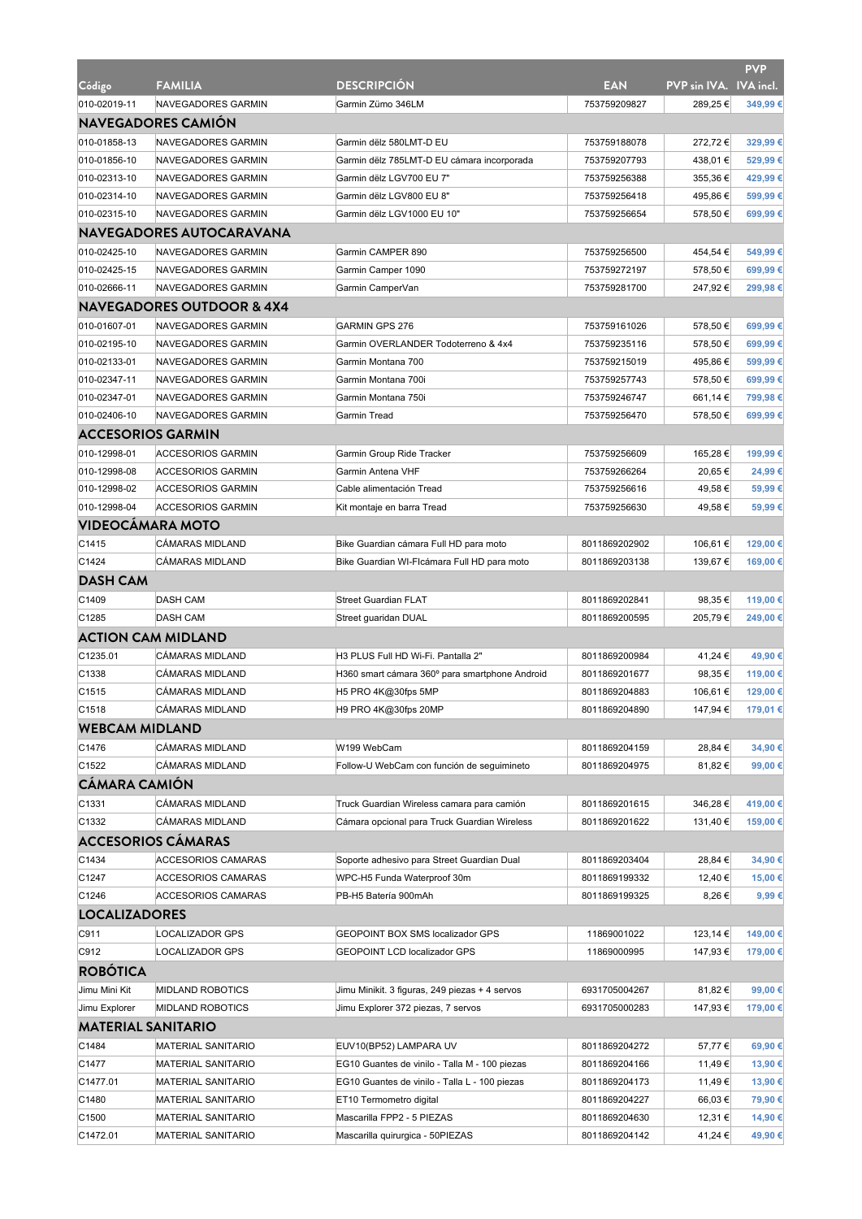| Código | FAMILIA | DESCRIPCIÓN | EAN | PVP sin IVA. | PVP IVA incl. |
|---|---|---|---|---|---|
| 010-02019-11 | NAVEGADORES GARMIN | Garmin Zümo 346LM | 753759209827 | 289,25 € | 349,99 € |
| **NAVEGADORES CAMIÓN** | | | | | |
| 010-01858-13 | NAVEGADORES GARMIN | Garmin dēlz 580LMT-D EU | 753759188078 | 272,72 € | 329,99 € |
| 010-01856-10 | NAVEGADORES GARMIN | Garmin dēlz 785LMT-D EU cámara incorporada | 753759207793 | 438,01 € | 529,99 € |
| 010-02313-10 | NAVEGADORES GARMIN | Garmin dēlz LGV700 EU 7" | 753759256388 | 355,36 € | 429,99 € |
| 010-02314-10 | NAVEGADORES GARMIN | Garmin dēlz LGV800 EU 8" | 753759256418 | 495,86 € | 599,99 € |
| 010-02315-10 | NAVEGADORES GARMIN | Garmin dēlz LGV1000 EU 10" | 753759256654 | 578,50 € | 699,99 € |
| **NAVEGADORES AUTOCARAVANA** | | | | | |
| 010-02425-10 | NAVEGADORES GARMIN | Garmin CAMPER 890 | 753759256500 | 454,54 € | 549,99 € |
| 010-02425-15 | NAVEGADORES GARMIN | Garmin Camper 1090 | 753759272197 | 578,50 € | 699,99 € |
| 010-02666-11 | NAVEGADORES GARMIN | Garmin CamperVan | 753759281700 | 247,92 € | 299,98 € |
| **NAVEGADORES OUTDOOR & 4X4** | | | | | |
| 010-01607-01 | NAVEGADORES GARMIN | GARMIN GPS 276 | 753759161026 | 578,50 € | 699,99 € |
| 010-02195-10 | NAVEGADORES GARMIN | Garmin OVERLANDER Todoterreno & 4x4 | 753759235116 | 578,50 € | 699,99 € |
| 010-02133-01 | NAVEGADORES GARMIN | Garmin Montana 700 | 753759215019 | 495,86 € | 599,99 € |
| 010-02347-11 | NAVEGADORES GARMIN | Garmin Montana 700i | 753759257743 | 578,50 € | 699,99 € |
| 010-02347-01 | NAVEGADORES GARMIN | Garmin Montana 750i | 753759246747 | 661,14 € | 799,98 € |
| 010-02406-10 | NAVEGADORES GARMIN | Garmin Tread | 753759256470 | 578,50 € | 699,99 € |
| **ACCESORIOS GARMIN** | | | | | |
| 010-12998-01 | ACCESORIOS GARMIN | Garmin Group Ride Tracker | 753759256609 | 165,28 € | 199,99 € |
| 010-12998-08 | ACCESORIOS GARMIN | Garmin Antena VHF | 753759266264 | 20,65 € | 24,99 € |
| 010-12998-02 | ACCESORIOS GARMIN | Cable alimentación Tread | 753759256616 | 49,58 € | 59,99 € |
| 010-12998-04 | ACCESORIOS GARMIN | Kit montaje en barra Tread | 753759256630 | 49,58 € | 59,99 € |
| **VIDEOCÁMARA MOTO** | | | | | |
| C1415 | CÁMARAS MIDLAND | Bike Guardian cámara Full HD para moto | 8011869202902 | 106,61 € | 129,00 € |
| C1424 | CÁMARAS MIDLAND | Bike Guardian WI-FIcámara Full HD para moto | 8011869203138 | 139,67 € | 169,00 € |
| **DASH CAM** | | | | | |
| C1409 | DASH CAM | Street Guardian FLAT | 8011869202841 | 98,35 € | 119,00 € |
| C1285 | DASH CAM | Street guaridan DUAL | 8011869200595 | 205,79 € | 249,00 € |
| **ACTION CAM MIDLAND** | | | | | |
| C1235.01 | CÁMARAS MIDLAND | H3 PLUS Full HD Wi-Fi. Pantalla 2" | 8011869200984 | 41,24 € | 49,90 € |
| C1338 | CÁMARAS MIDLAND | H360 smart cámara 360º para smartphone Android | 8011869201677 | 98,35 € | 119,00 € |
| C1515 | CÁMARAS MIDLAND | H5 PRO 4K@30fps 5MP | 8011869204883 | 106,61 € | 129,00 € |
| C1518 | CÁMARAS MIDLAND | H9 PRO 4K@30fps 20MP | 8011869204890 | 147,94 € | 179,01 € |
| **WEBCAM MIDLAND** | | | | | |
| C1476 | CÁMARAS MIDLAND | W199 WebCam | 8011869204159 | 28,84 € | 34,90 € |
| C1522 | CÁMARAS MIDLAND | Follow-U WebCam con función de seguimineto | 8011869204975 | 81,82 € | 99,00 € |
| **CÁMARA CAMIÓN** | | | | | |
| C1331 | CÁMARAS MIDLAND | Truck Guardian Wireless camara para camión | 8011869201615 | 346,28 € | 419,00 € |
| C1332 | CÁMARAS MIDLAND | Cámara opcional para Truck Guardian Wireless | 8011869201622 | 131,40 € | 159,00 € |
| **ACCESORIOS CÁMARAS** | | | | | |
| C1434 | ACCESORIOS CAMARAS | Soporte adhesivo para Street Guardian Dual | 8011869203404 | 28,84 € | 34,90 € |
| C1247 | ACCESORIOS CAMARAS | WPC-H5 Funda Waterproof 30m | 8011869199332 | 12,40 € | 15,00 € |
| C1246 | ACCESORIOS CAMARAS | PB-H5 Batería 900mAh | 8011869199325 | 8,26 € | 9,99 € |
| **LOCALIZADORES** | | | | | |
| C911 | LOCALIZADOR GPS | GEOPOINT BOX SMS localizador GPS | 11869001022 | 123,14 € | 149,00 € |
| C912 | LOCALIZADOR GPS | GEOPOINT LCD localizador GPS | 11869000995 | 147,93 € | 179,00 € |
| **ROBÓTICA** | | | | | |
| Jimu Mini Kit | MIDLAND ROBOTICS | Jimu Minikit. 3 figuras, 249 piezas + 4 servos | 6931705004267 | 81,82 € | 99,00 € |
| Jimu Explorer | MIDLAND ROBOTICS | Jimu Explorer 372 piezas, 7 servos | 6931705000283 | 147,93 € | 179,00 € |
| **MATERIAL SANITARIO** | | | | | |
| C1484 | MATERIAL SANITARIO | EUV10(BP52) LAMPARA UV | 8011869204272 | 57,77 € | 69,90 € |
| C1477 | MATERIAL SANITARIO | EG10 Guantes de vinilo - Talla M - 100 piezas | 8011869204166 | 11,49 € | 13,90 € |
| C1477.01 | MATERIAL SANITARIO | EG10 Guantes de vinilo - Talla L - 100 piezas | 8011869204173 | 11,49 € | 13,90 € |
| C1480 | MATERIAL SANITARIO | ET10 Termometro digital | 8011869204227 | 66,03 € | 79,90 € |
| C1500 | MATERIAL SANITARIO | Mascarilla FPP2 - 5 PIEZAS | 8011869204630 | 12,31 € | 14,90 € |
| C1472.01 | MATERIAL SANITARIO | Mascarilla quirurgica - 50PIEZAS | 8011869204142 | 41,24 € | 49,90 € |